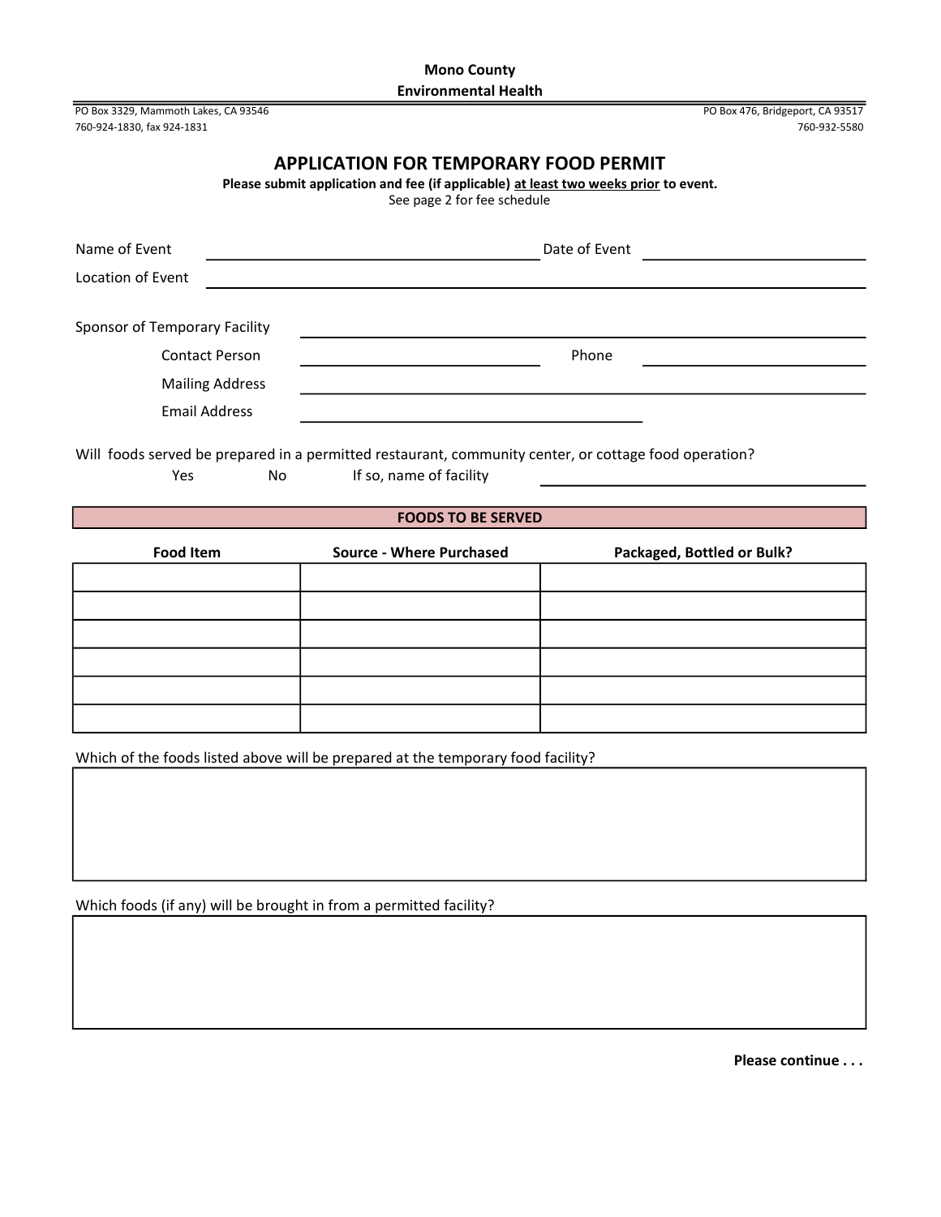**Mono County**

**Environmental Health**

PO Box 3329, Mammoth Lakes, CA 93546
760-924-1830, fax 924-1831

PO Box 476, Bridgeport, CA 93517
760-932-5580

# APPLICATION FOR TEMPORARY FOOD PERMIT

**Please submit application and fee (if applicable) at least two weeks prior to event.**

See page 2 for fee schedule

Name of Event ______________________ Date of Event ______________________

Location of Event ______________________

Sponsor of Temporary Facility ______________________

Contact Person ______________________ Phone ______________________

Mailing Address ______________________

Email Address ______________________

Will foods served be prepared in a permitted restaurant, community center, or cottage food operation?

Yes No If so, name of facility ______________________

## FOODS TO BE SERVED

| Food Item | Source - Where Purchased | Packaged, Bottled or Bulk? |
|---|---|---|
| | | |
| | | |
| | | |
| | | |
| | | |
| | | |

Which of the foods listed above will be prepared at the temporary food facility?

Which foods (if any) will be brought in from a permitted facility?

**Please continue . . .**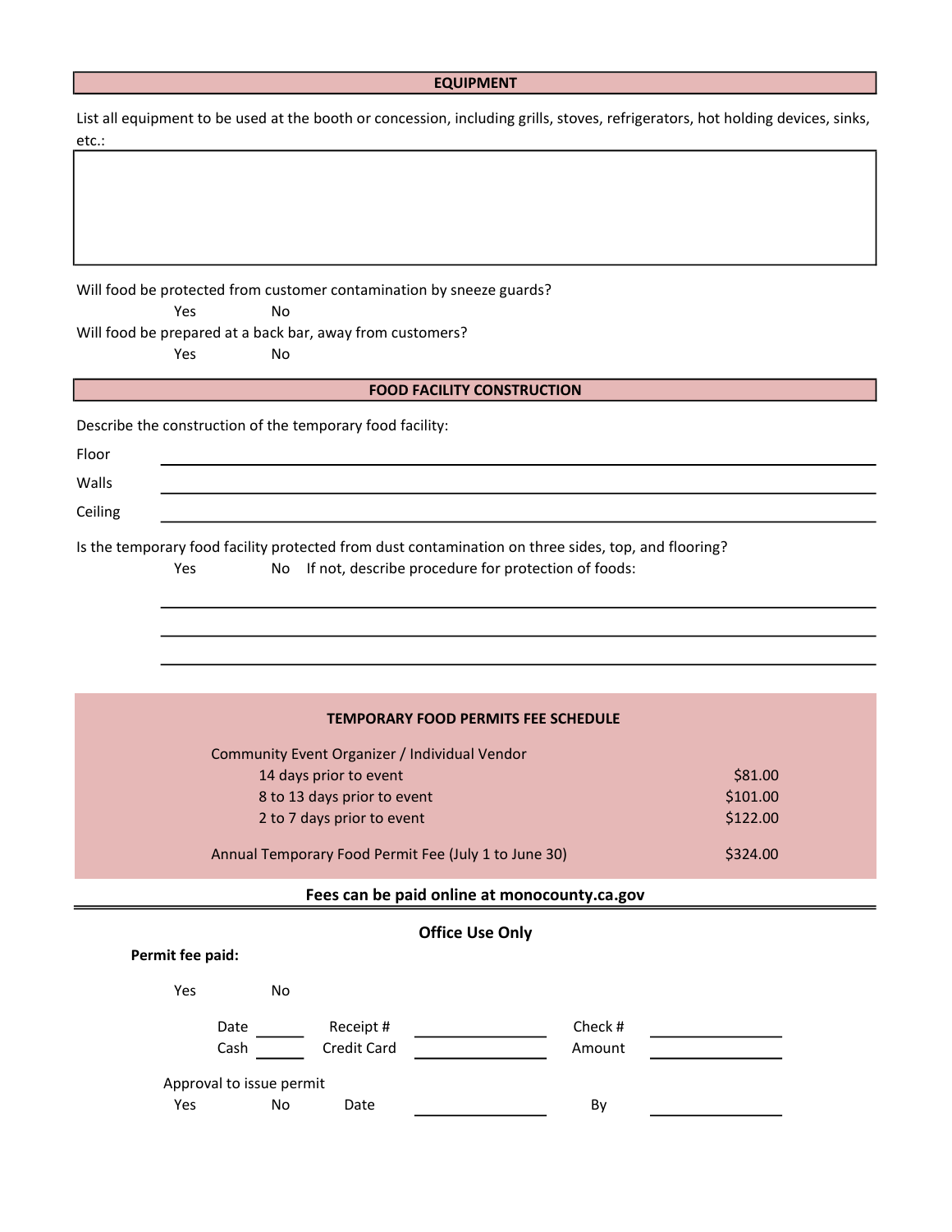## EQUIPMENT

List all equipment to be used at the booth or concession, including grills, stoves, refrigerators, hot holding devices, sinks, etc.:

Will food be protected from customer contamination by sneeze guards?

Yes No

Will food be prepared at a back bar, away from customers?

Yes No

## FOOD FACILITY CONSTRUCTION

Describe the construction of the temporary food facility:

Floor \_\_\_\_\_\_\_\_\_\_\_\_\_\_\_\_\_\_\_\_\_\_\_\_\_\_\_\_\_\_\_\_

Walls \_\_\_\_\_\_\_\_\_\_\_\_\_\_\_\_\_\_\_\_\_\_\_\_\_\_\_\_\_\_\_\_

Ceiling \_\_\_\_\_\_\_\_\_\_\_\_\_\_\_\_\_\_\_\_\_\_\_\_\_\_\_\_\_\_\_\_

Is the temporary food facility protected from dust contamination on three sides, top, and flooring?

Yes No If not, describe procedure for protection of foods:

\_\_\_\_\_\_\_\_\_\_\_\_\_\_\_\_\_\_\_\_\_\_\_\_\_\_\_\_\_\_\_\_

\_\_\_\_\_\_\_\_\_\_\_\_\_\_\_\_\_\_\_\_\_\_\_\_\_\_\_\_\_\_\_\_

\_\_\_\_\_\_\_\_\_\_\_\_\_\_\_\_\_\_\_\_\_\_\_\_\_\_\_\_\_\_\_\_

## TEMPORARY FOOD PERMITS FEE SCHEDULE

| | |
|---|---|
| Community Event Organizer / Individual Vendor | |
| 14 days prior to event | $81.00 |
| 8 to 13 days prior to event | $101.00 |
| 2 to 7 days prior to event | $122.00 |
| Annual Temporary Food Permit Fee (July 1 to June 30) | $324.00 |

**Fees can be paid online at monocounty.ca.gov**

### Office Use Only

**Permit fee paid:**

Yes No

Date \_\_\_\_\_\_ Receipt # \_\_\_\_\_\_\_\_\_\_\_\_ Check # \_\_\_\_\_\_\_\_\_\_\_\_

Cash \_\_\_\_\_\_ Credit Card \_\_\_\_\_\_\_\_\_\_\_\_ Amount \_\_\_\_\_\_\_\_\_\_\_\_

Approval to issue permit

Yes No Date \_\_\_\_\_\_\_\_\_\_\_\_ By \_\_\_\_\_\_\_\_\_\_\_\_